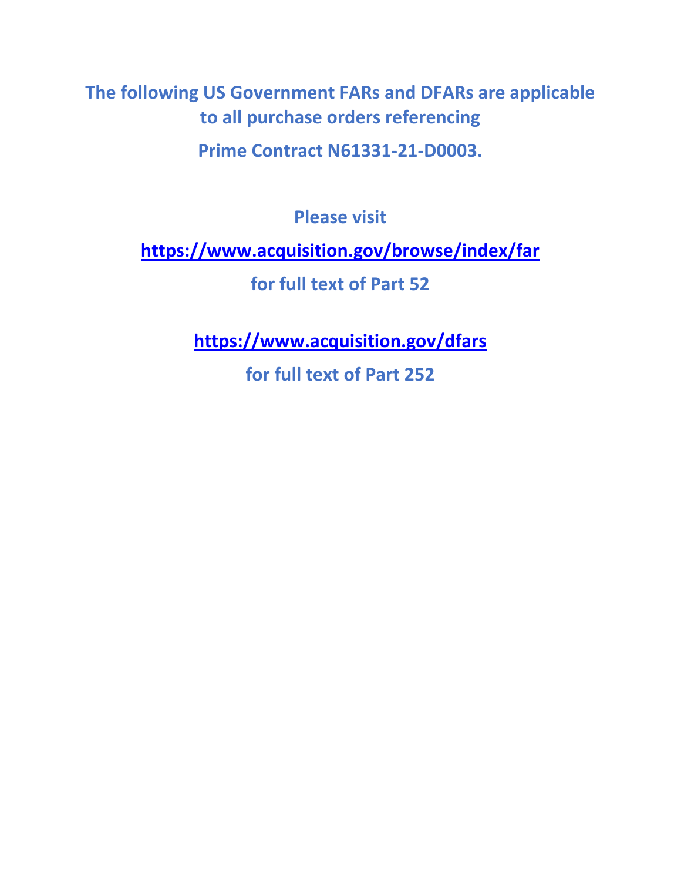**The following US Government FARs and DFARs are applicable to all purchase orders referencing**

**Prime Contract N61331-21-D0003.**

**Please visit**

**[https://www.acquisition.gov/browse/index/far](https://www.acquisition.gov/browse/index/far)**

**for full text of Part 52**

**[https://www.acquisition.gov/dfars](https://www.acquisition.gov/dfars)**

**for full text of Part 252**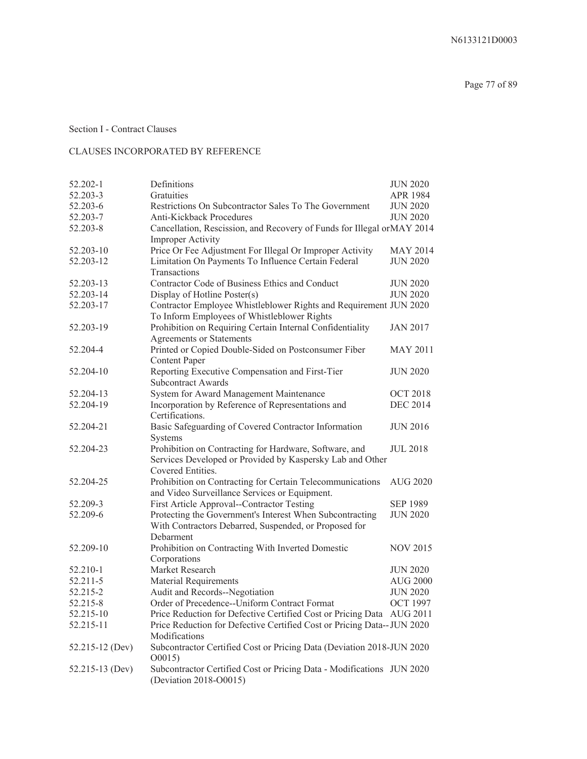Section I - Contract Clauses

CLAUSES INCORPORATED BY REFERENCE

| | | |
|---|---|---|
| 52.202-1 | Definitions | JUN 2020 |
| 52.203-3 | Gratuities | APR 1984 |
| 52.203-6 | Restrictions On Subcontractor Sales To The Government | JUN 2020 |
| 52.203-7 | Anti-Kickback Procedures | JUN 2020 |
| 52.203-8 | Cancellation, Rescission, and Recovery of Funds for Illegal or Improper Activity | MAY 2014 |
| 52.203-10 | Price Or Fee Adjustment For Illegal Or Improper Activity | MAY 2014 |
| 52.203-12 | Limitation On Payments To Influence Certain Federal Transactions | JUN 2020 |
| 52.203-13 | Contractor Code of Business Ethics and Conduct | JUN 2020 |
| 52.203-14 | Display of Hotline Poster(s) | JUN 2020 |
| 52.203-17 | Contractor Employee Whistleblower Rights and Requirement To Inform Employees of Whistleblower Rights | JUN 2020 |
| 52.203-19 | Prohibition on Requiring Certain Internal Confidentiality Agreements or Statements | JAN 2017 |
| 52.204-4 | Printed or Copied Double-Sided on Postconsumer Fiber Content Paper | MAY 2011 |
| 52.204-10 | Reporting Executive Compensation and First-Tier Subcontract Awards | JUN 2020 |
| 52.204-13 | System for Award Management Maintenance | OCT 2018 |
| 52.204-19 | Incorporation by Reference of Representations and Certifications. | DEC 2014 |
| 52.204-21 | Basic Safeguarding of Covered Contractor Information Systems | JUN 2016 |
| 52.204-23 | Prohibition on Contracting for Hardware, Software, and Services Developed or Provided by Kaspersky Lab and Other Covered Entities. | JUL 2018 |
| 52.204-25 | Prohibition on Contracting for Certain Telecommunications and Video Surveillance Services or Equipment. | AUG 2020 |
| 52.209-3 | First Article Approval--Contractor Testing | SEP 1989 |
| 52.209-6 | Protecting the Government's Interest When Subcontracting With Contractors Debarred, Suspended, or Proposed for Debarment | JUN 2020 |
| 52.209-10 | Prohibition on Contracting With Inverted Domestic Corporations | NOV 2015 |
| 52.210-1 | Market Research | JUN 2020 |
| 52.211-5 | Material Requirements | AUG 2000 |
| 52.215-2 | Audit and Records--Negotiation | JUN 2020 |
| 52.215-8 | Order of Precedence--Uniform Contract Format | OCT 1997 |
| 52.215-10 | Price Reduction for Defective Certified Cost or Pricing Data | AUG 2011 |
| 52.215-11 | Price Reduction for Defective Certified Cost or Pricing Data--Modifications | JUN 2020 |
| 52.215-12 (Dev) | Subcontractor Certified Cost or Pricing Data (Deviation 2018-O0015) | JUN 2020 |
| 52.215-13 (Dev) | Subcontractor Certified Cost or Pricing Data - Modifications (Deviation 2018-O0015) | JUN 2020 |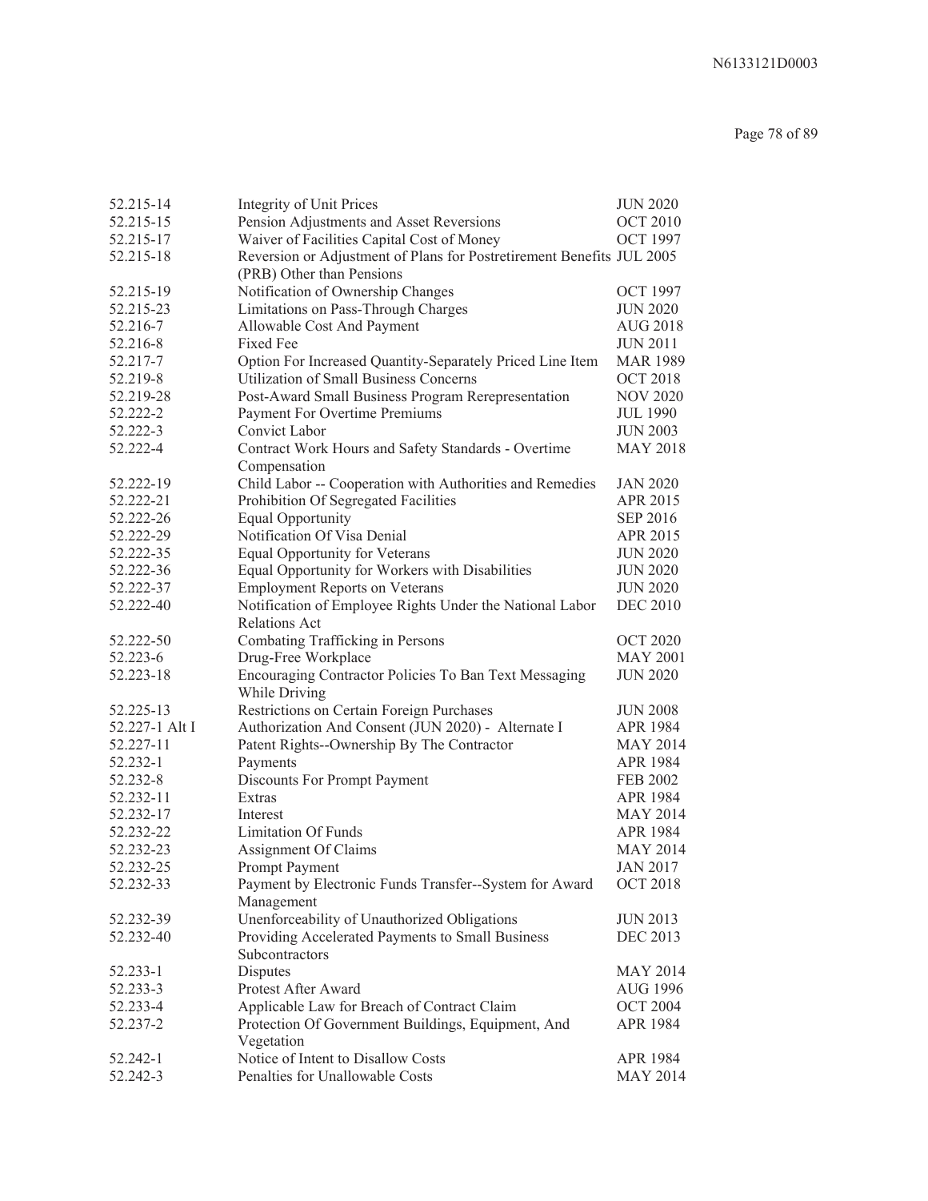| | | |
|---|---|---|
| 52.215-14 | Integrity of Unit Prices | JUN 2020 |
| 52.215-15 | Pension Adjustments and Asset Reversions | OCT 2010 |
| 52.215-17 | Waiver of Facilities Capital Cost of Money | OCT 1997 |
| 52.215-18 | Reversion or Adjustment of Plans for Postretirement Benefits (PRB) Other than Pensions | JUL 2005 |
| 52.215-19 | Notification of Ownership Changes | OCT 1997 |
| 52.215-23 | Limitations on Pass-Through Charges | JUN 2020 |
| 52.216-7 | Allowable Cost And Payment | AUG 2018 |
| 52.216-8 | Fixed Fee | JUN 2011 |
| 52.217-7 | Option For Increased Quantity-Separately Priced Line Item | MAR 1989 |
| 52.219-8 | Utilization of Small Business Concerns | OCT 2018 |
| 52.219-28 | Post-Award Small Business Program Rerepresentation | NOV 2020 |
| 52.222-2 | Payment For Overtime Premiums | JUL 1990 |
| 52.222-3 | Convict Labor | JUN 2003 |
| 52.222-4 | Contract Work Hours and Safety Standards - Overtime Compensation | MAY 2018 |
| 52.222-19 | Child Labor -- Cooperation with Authorities and Remedies | JAN 2020 |
| 52.222-21 | Prohibition Of Segregated Facilities | APR 2015 |
| 52.222-26 | Equal Opportunity | SEP 2016 |
| 52.222-29 | Notification Of Visa Denial | APR 2015 |
| 52.222-35 | Equal Opportunity for Veterans | JUN 2020 |
| 52.222-36 | Equal Opportunity for Workers with Disabilities | JUN 2020 |
| 52.222-37 | Employment Reports on Veterans | JUN 2020 |
| 52.222-40 | Notification of Employee Rights Under the National Labor Relations Act | DEC 2010 |
| 52.222-50 | Combating Trafficking in Persons | OCT 2020 |
| 52.223-6 | Drug-Free Workplace | MAY 2001 |
| 52.223-18 | Encouraging Contractor Policies To Ban Text Messaging While Driving | JUN 2020 |
| 52.225-13 | Restrictions on Certain Foreign Purchases | JUN 2008 |
| 52.227-1 Alt I | Authorization And Consent (JUN 2020) - Alternate I | APR 1984 |
| 52.227-11 | Patent Rights--Ownership By The Contractor | MAY 2014 |
| 52.232-1 | Payments | APR 1984 |
| 52.232-8 | Discounts For Prompt Payment | FEB 2002 |
| 52.232-11 | Extras | APR 1984 |
| 52.232-17 | Interest | MAY 2014 |
| 52.232-22 | Limitation Of Funds | APR 1984 |
| 52.232-23 | Assignment Of Claims | MAY 2014 |
| 52.232-25 | Prompt Payment | JAN 2017 |
| 52.232-33 | Payment by Electronic Funds Transfer--System for Award Management | OCT 2018 |
| 52.232-39 | Unenforceability of Unauthorized Obligations | JUN 2013 |
| 52.232-40 | Providing Accelerated Payments to Small Business Subcontractors | DEC 2013 |
| 52.233-1 | Disputes | MAY 2014 |
| 52.233-3 | Protest After Award | AUG 1996 |
| 52.233-4 | Applicable Law for Breach of Contract Claim | OCT 2004 |
| 52.237-2 | Protection Of Government Buildings, Equipment, And Vegetation | APR 1984 |
| 52.242-1 | Notice of Intent to Disallow Costs | APR 1984 |
| 52.242-3 | Penalties for Unallowable Costs | MAY 2014 |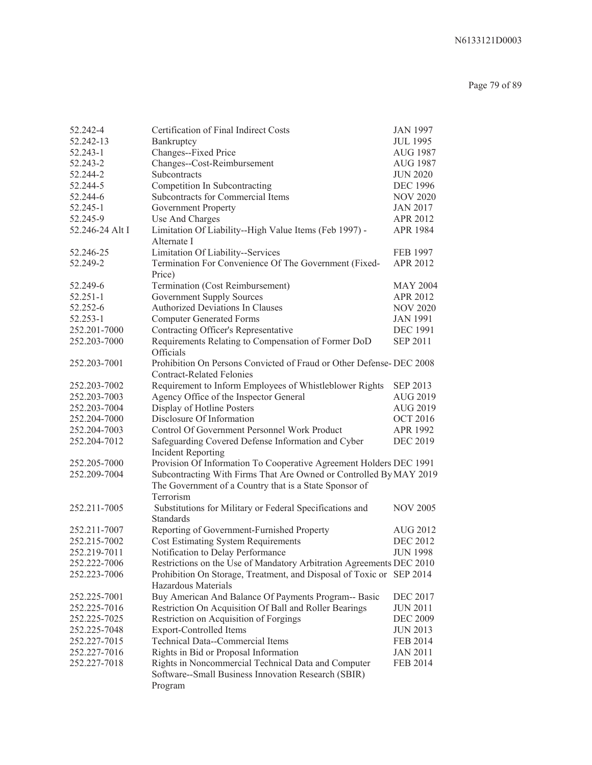| | | |
|---|---|---|
| 52.242-4 | Certification of Final Indirect Costs | JAN 1997 |
| 52.242-13 | Bankruptcy | JUL 1995 |
| 52.243-1 | Changes--Fixed Price | AUG 1987 |
| 52.243-2 | Changes--Cost-Reimbursement | AUG 1987 |
| 52.244-2 | Subcontracts | JUN 2020 |
| 52.244-5 | Competition In Subcontracting | DEC 1996 |
| 52.244-6 | Subcontracts for Commercial Items | NOV 2020 |
| 52.245-1 | Government Property | JAN 2017 |
| 52.245-9 | Use And Charges | APR 2012 |
| 52.246-24 Alt I | Limitation Of Liability--High Value Items (Feb 1997) - Alternate I | APR 1984 |
| 52.246-25 | Limitation Of Liability--Services | FEB 1997 |
| 52.249-2 | Termination For Convenience Of The Government (Fixed-Price) | APR 2012 |
| 52.249-6 | Termination (Cost Reimbursement) | MAY 2004 |
| 52.251-1 | Government Supply Sources | APR 2012 |
| 52.252-6 | Authorized Deviations In Clauses | NOV 2020 |
| 52.253-1 | Computer Generated Forms | JAN 1991 |
| 252.201-7000 | Contracting Officer's Representative | DEC 1991 |
| 252.203-7000 | Requirements Relating to Compensation of Former DoD Officials | SEP 2011 |
| 252.203-7001 | Prohibition On Persons Convicted of Fraud or Other Defense-Contract-Related Felonies | DEC 2008 |
| 252.203-7002 | Requirement to Inform Employees of Whistleblower Rights | SEP 2013 |
| 252.203-7003 | Agency Office of the Inspector General | AUG 2019 |
| 252.203-7004 | Display of Hotline Posters | AUG 2019 |
| 252.204-7000 | Disclosure Of Information | OCT 2016 |
| 252.204-7003 | Control Of Government Personnel Work Product | APR 1992 |
| 252.204-7012 | Safeguarding Covered Defense Information and Cyber Incident Reporting | DEC 2019 |
| 252.205-7000 | Provision Of Information To Cooperative Agreement Holders | DEC 1991 |
| 252.209-7004 | Subcontracting With Firms That Are Owned or Controlled By The Government of a Country that is a State Sponsor of Terrorism | MAY 2019 |
| 252.211-7005 | Substitutions for Military or Federal Specifications and Standards | NOV 2005 |
| 252.211-7007 | Reporting of Government-Furnished Property | AUG 2012 |
| 252.215-7002 | Cost Estimating System Requirements | DEC 2012 |
| 252.219-7011 | Notification to Delay Performance | JUN 1998 |
| 252.222-7006 | Restrictions on the Use of Mandatory Arbitration Agreements | DEC 2010 |
| 252.223-7006 | Prohibition On Storage, Treatment, and Disposal of Toxic or Hazardous Materials | SEP 2014 |
| 252.225-7001 | Buy American And Balance Of Payments Program-- Basic | DEC 2017 |
| 252.225-7016 | Restriction On Acquisition Of Ball and Roller Bearings | JUN 2011 |
| 252.225-7025 | Restriction on Acquisition of Forgings | DEC 2009 |
| 252.225-7048 | Export-Controlled Items | JUN 2013 |
| 252.227-7015 | Technical Data--Commercial Items | FEB 2014 |
| 252.227-7016 | Rights in Bid or Proposal Information | JAN 2011 |
| 252.227-7018 | Rights in Noncommercial Technical Data and Computer Software--Small Business Innovation Research (SBIR) Program | FEB 2014 |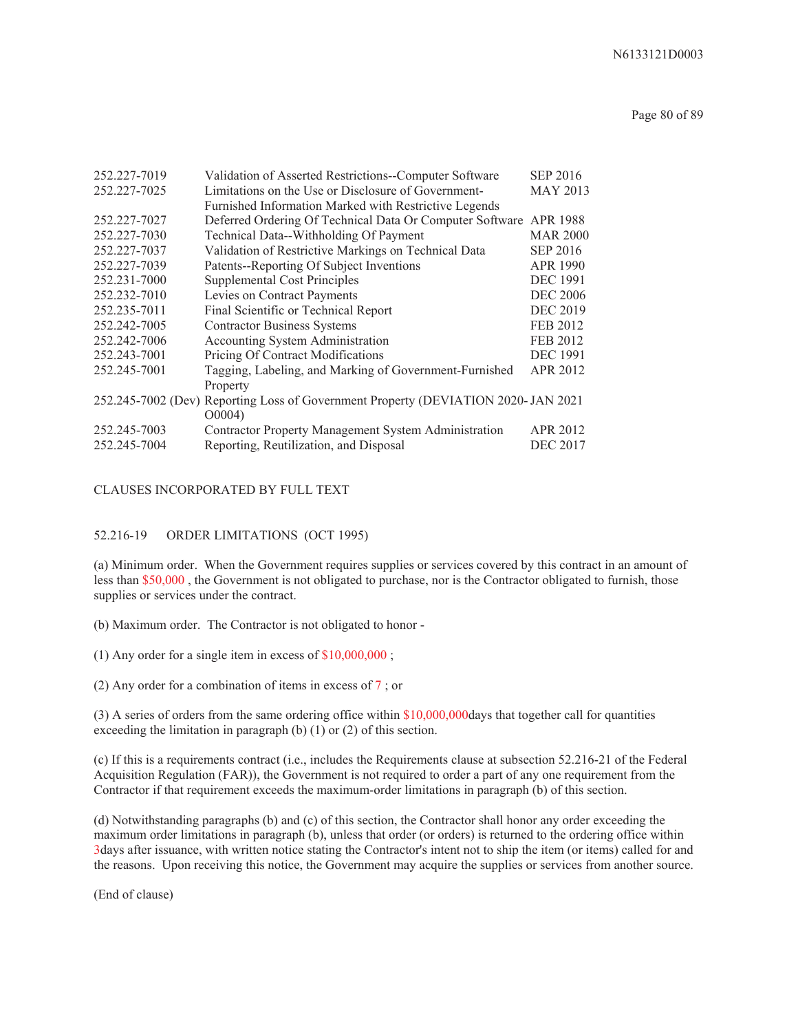| | | |
|---|---|---|
| 252.227-7019 | Validation of Asserted Restrictions--Computer Software | SEP 2016 |
| 252.227-7025 | Limitations on the Use or Disclosure of Government-Furnished Information Marked with Restrictive Legends | MAY 2013 |
| 252.227-7027 | Deferred Ordering Of Technical Data Or Computer Software | APR 1988 |
| 252.227-7030 | Technical Data--Withholding Of Payment | MAR 2000 |
| 252.227-7037 | Validation of Restrictive Markings on Technical Data | SEP 2016 |
| 252.227-7039 | Patents--Reporting Of Subject Inventions | APR 1990 |
| 252.231-7000 | Supplemental Cost Principles | DEC 1991 |
| 252.232-7010 | Levies on Contract Payments | DEC 2006 |
| 252.235-7011 | Final Scientific or Technical Report | DEC 2019 |
| 252.242-7005 | Contractor Business Systems | FEB 2012 |
| 252.242-7006 | Accounting System Administration | FEB 2012 |
| 252.243-7001 | Pricing Of Contract Modifications | DEC 1991 |
| 252.245-7001 | Tagging, Labeling, and Marking of Government-Furnished Property | APR 2012 |
| 252.245-7002 (Dev) | Reporting Loss of Government Property (DEVIATION 2020-O0004) | JAN 2021 |
| 252.245-7003 | Contractor Property Management System Administration | APR 2012 |
| 252.245-7004 | Reporting, Reutilization, and Disposal | DEC 2017 |

CLAUSES INCORPORATED BY FULL TEXT

52.216-19 ORDER LIMITATIONS (OCT 1995)

(a) Minimum order. When the Government requires supplies or services covered by this contract in an amount of less than $50,000 , the Government is not obligated to purchase, nor is the Contractor obligated to furnish, those supplies or services under the contract.

(b) Maximum order. The Contractor is not obligated to honor -

(1) Any order for a single item in excess of $10,000,000 ;

(2) Any order for a combination of items in excess of 7 ; or

(3) A series of orders from the same ordering office within $10,000,000days that together call for quantities exceeding the limitation in paragraph (b) (1) or (2) of this section.

(c) If this is a requirements contract (i.e., includes the Requirements clause at subsection 52.216-21 of the Federal Acquisition Regulation (FAR)), the Government is not required to order a part of any one requirement from the Contractor if that requirement exceeds the maximum-order limitations in paragraph (b) of this section.

(d) Notwithstanding paragraphs (b) and (c) of this section, the Contractor shall honor any order exceeding the maximum order limitations in paragraph (b), unless that order (or orders) is returned to the ordering office within 3days after issuance, with written notice stating the Contractor's intent not to ship the item (or items) called for and the reasons. Upon receiving this notice, the Government may acquire the supplies or services from another source.

(End of clause)